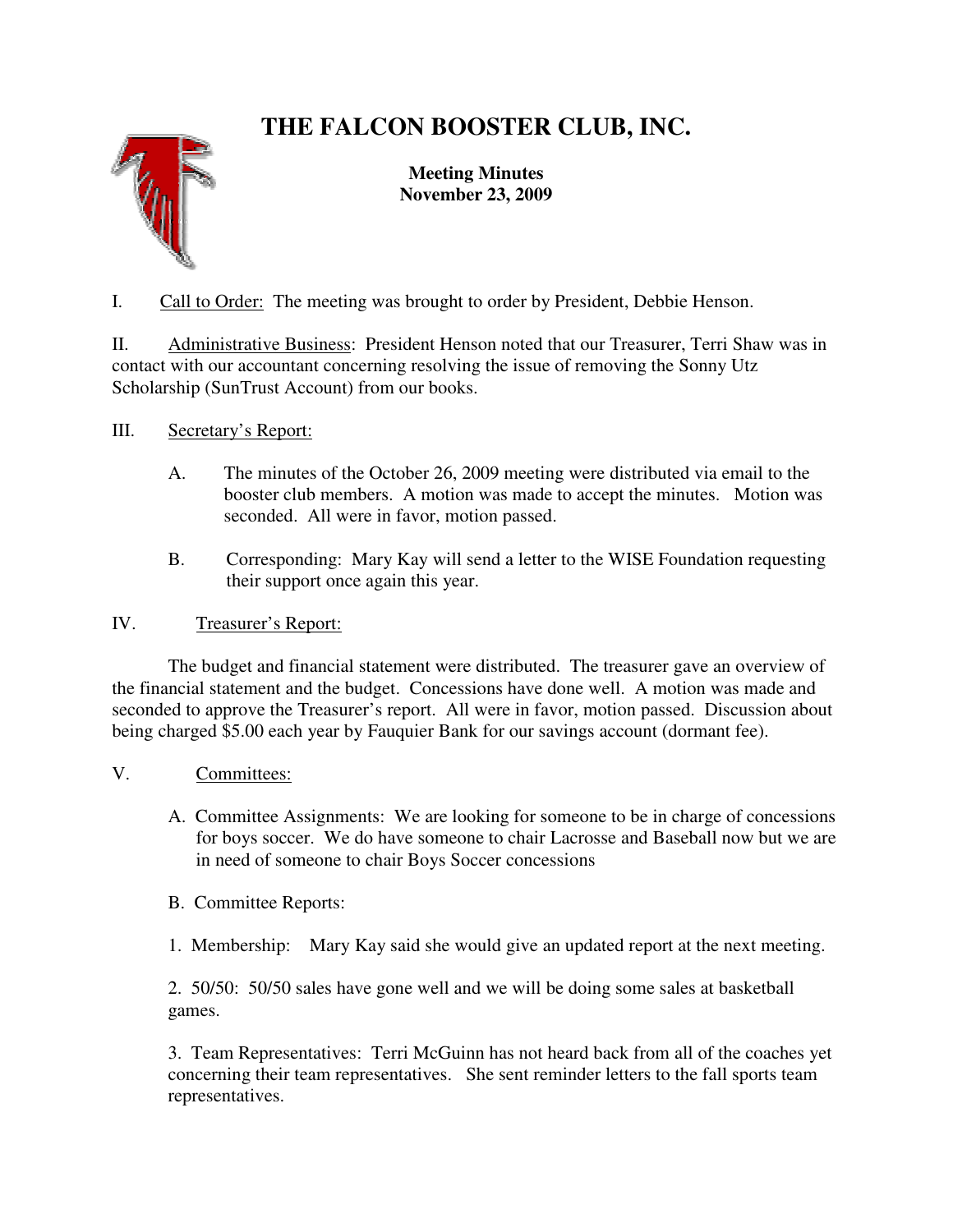# THE FALCON BOOSTER CLUB, INC.

**Meeting Minutes**
**November 23, 2009**

I. Call to Order: The meeting was brought to order by President, Debbie Henson.

II. Administrative Business: President Henson noted that our Treasurer, Terri Shaw was in contact with our accountant concerning resolving the issue of removing the Sonny Utz Scholarship (SunTrust Account) from our books.

III. Secretary's Report:

A. The minutes of the October 26, 2009 meeting were distributed via email to the booster club members. A motion was made to accept the minutes. Motion was seconded. All were in favor, motion passed.

B. Corresponding: Mary Kay will send a letter to the WISE Foundation requesting their support once again this year.

IV. Treasurer's Report:

The budget and financial statement were distributed. The treasurer gave an overview of the financial statement and the budget. Concessions have done well. A motion was made and seconded to approve the Treasurer's report. All were in favor, motion passed. Discussion about being charged $5.00 each year by Fauquier Bank for our savings account (dormant fee).

V. Committees:

A. Committee Assignments: We are looking for someone to be in charge of concessions for boys soccer. We do have someone to chair Lacrosse and Baseball now but we are in need of someone to chair Boys Soccer concessions

B. Committee Reports:

1. Membership: Mary Kay said she would give an updated report at the next meeting.

2. 50/50: 50/50 sales have gone well and we will be doing some sales at basketball games.

3. Team Representatives: Terri McGuinn has not heard back from all of the coaches yet concerning their team representatives. She sent reminder letters to the fall sports team representatives.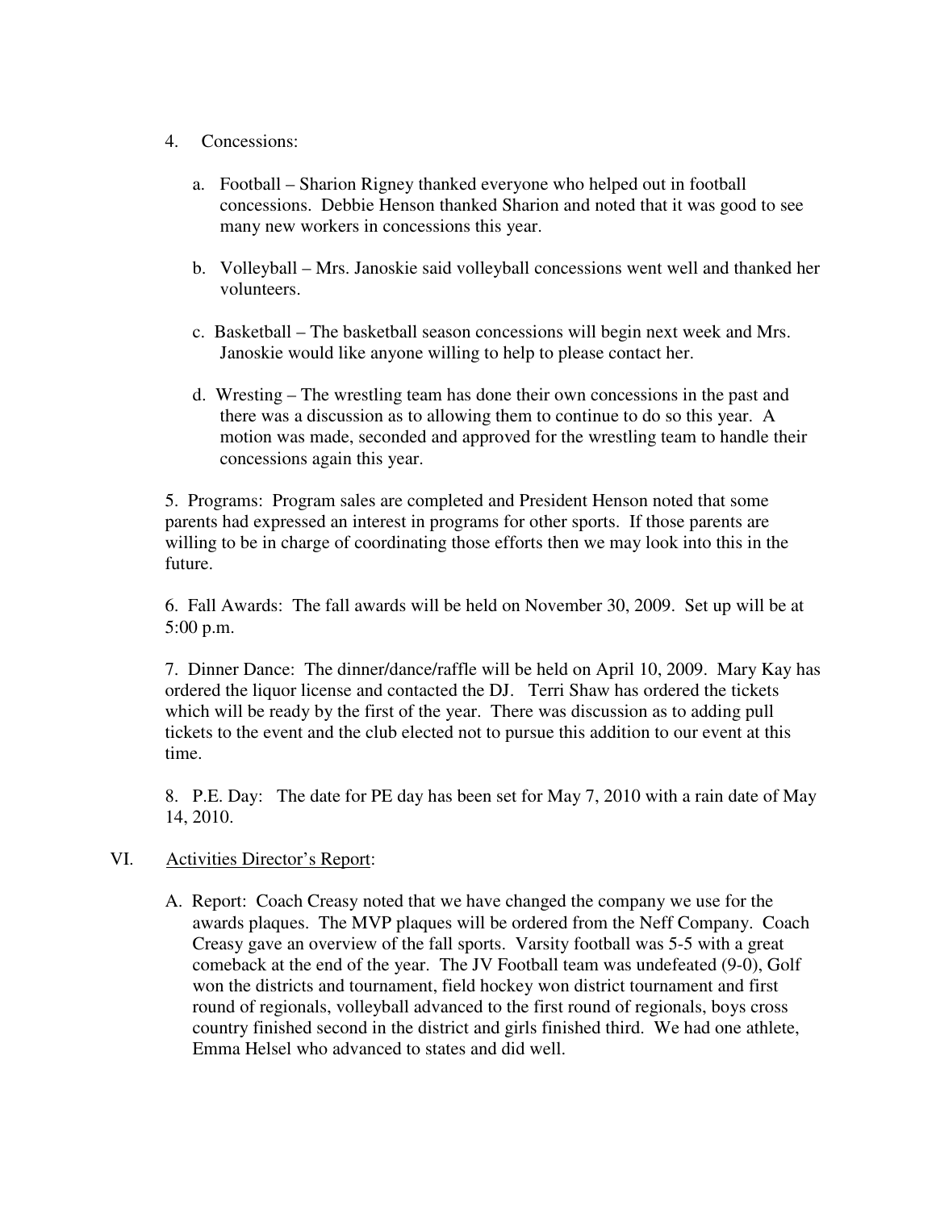4. Concessions:

   a. Football – Sharion Rigney thanked everyone who helped out in football concessions. Debbie Henson thanked Sharion and noted that it was good to see many new workers in concessions this year.

   b. Volleyball – Mrs. Janoskie said volleyball concessions went well and thanked her volunteers.

   c. Basketball – The basketball season concessions will begin next week and Mrs. Janoskie would like anyone willing to help to please contact her.

   d. Wresting – The wrestling team has done their own concessions in the past and there was a discussion as to allowing them to continue to do so this year. A motion was made, seconded and approved for the wrestling team to handle their concessions again this year.

5. Programs: Program sales are completed and President Henson noted that some parents had expressed an interest in programs for other sports. If those parents are willing to be in charge of coordinating those efforts then we may look into this in the future.

6. Fall Awards: The fall awards will be held on November 30, 2009. Set up will be at 5:00 p.m.

7. Dinner Dance: The dinner/dance/raffle will be held on April 10, 2009. Mary Kay has ordered the liquor license and contacted the DJ. Terri Shaw has ordered the tickets which will be ready by the first of the year. There was discussion as to adding pull tickets to the event and the club elected not to pursue this addition to our event at this time.

8. P.E. Day: The date for PE day has been set for May 7, 2010 with a rain date of May 14, 2010.

VI. Activities Director's Report:

   A. Report: Coach Creasy noted that we have changed the company we use for the awards plaques. The MVP plaques will be ordered from the Neff Company. Coach Creasy gave an overview of the fall sports. Varsity football was 5-5 with a great comeback at the end of the year. The JV Football team was undefeated (9-0), Golf won the districts and tournament, field hockey won district tournament and first round of regionals, volleyball advanced to the first round of regionals, boys cross country finished second in the district and girls finished third. We had one athlete, Emma Helsel who advanced to states and did well.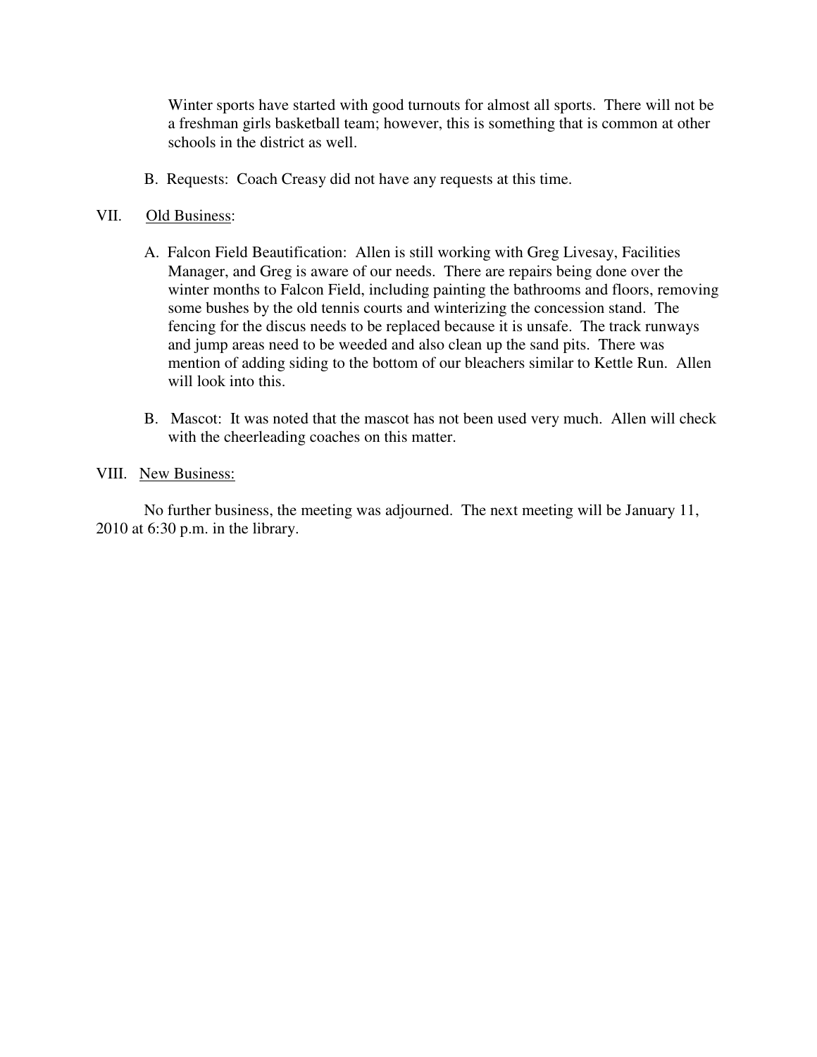Winter sports have started with good turnouts for almost all sports. There will not be a freshman girls basketball team; however, this is something that is common at other schools in the district as well.

B. Requests: Coach Creasy did not have any requests at this time.

VII. <u>Old Business</u>:

A. Falcon Field Beautification: Allen is still working with Greg Livesay, Facilities Manager, and Greg is aware of our needs. There are repairs being done over the winter months to Falcon Field, including painting the bathrooms and floors, removing some bushes by the old tennis courts and winterizing the concession stand. The fencing for the discus needs to be replaced because it is unsafe. The track runways and jump areas need to be weeded and also clean up the sand pits. There was mention of adding siding to the bottom of our bleachers similar to Kettle Run. Allen will look into this.

B. Mascot: It was noted that the mascot has not been used very much. Allen will check with the cheerleading coaches on this matter.

VIII. <u>New Business:</u>

No further business, the meeting was adjourned. The next meeting will be January 11, 2010 at 6:30 p.m. in the library.